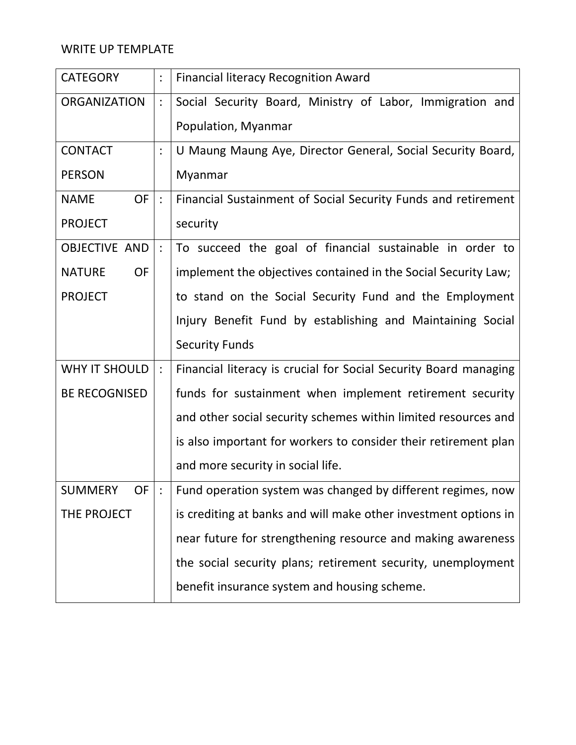WRITE UP TEMPLATE

| | | |
|---|---|---|
| CATEGORY | : | Financial literacy Recognition Award |
| ORGANIZATION | : | Social Security Board, Ministry of Labor, Immigration and Population, Myanmar |
| CONTACT PERSON | : | U Maung Maung Aye, Director General, Social Security Board, Myanmar |
| NAME OF PROJECT | : | Financial Sustainment of Social Security Funds and retirement security |
| OBJECTIVE AND NATURE OF PROJECT | : | To succeed the goal of financial sustainable in order to implement the objectives contained in the Social Security Law; to stand on the Social Security Fund and the Employment Injury Benefit Fund by establishing and Maintaining Social Security Funds |
| WHY IT SHOULD BE RECOGNISED | : | Financial literacy is crucial for Social Security Board managing funds for sustainment when implement retirement security and other social security schemes within limited resources and is also important for workers to consider their retirement plan and more security in social life. |
| SUMMERY OF THE PROJECT | : | Fund operation system was changed by different regimes, now is crediting at banks and will make other investment options in near future for strengthening resource and making awareness the social security plans; retirement security, unemployment benefit insurance system and housing scheme. |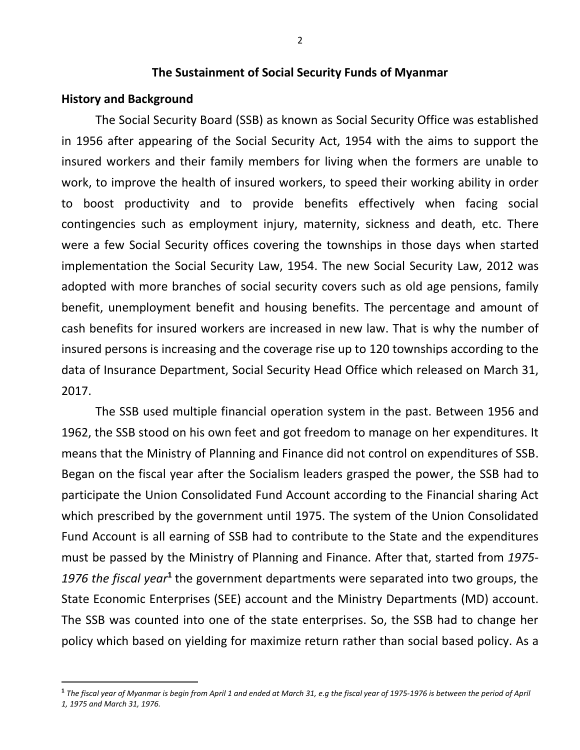# The Sustainment of Social Security Funds of Myanmar

## History and Background

The Social Security Board (SSB) as known as Social Security Office was established in 1956 after appearing of the Social Security Act, 1954 with the aims to support the insured workers and their family members for living when the formers are unable to work, to improve the health of insured workers, to speed their working ability in order to boost productivity and to provide benefits effectively when facing social contingencies such as employment injury, maternity, sickness and death, etc. There were a few Social Security offices covering the townships in those days when started implementation the Social Security Law, 1954. The new Social Security Law, 2012 was adopted with more branches of social security covers such as old age pensions, family benefit, unemployment benefit and housing benefits. The percentage and amount of cash benefits for insured workers are increased in new law. That is why the number of insured persons is increasing and the coverage rise up to 120 townships according to the data of Insurance Department, Social Security Head Office which released on March 31, 2017.

The SSB used multiple financial operation system in the past. Between 1956 and 1962, the SSB stood on his own feet and got freedom to manage on her expenditures. It means that the Ministry of Planning and Finance did not control on expenditures of SSB. Began on the fiscal year after the Socialism leaders grasped the power, the SSB had to participate the Union Consolidated Fund Account according to the Financial sharing Act which prescribed by the government until 1975. The system of the Union Consolidated Fund Account is all earning of SSB had to contribute to the State and the expenditures must be passed by the Ministry of Planning and Finance. After that, started from *1975-1976 the fiscal year*[1] the government departments were separated into two groups, the State Economic Enterprises (SEE) account and the Ministry Departments (MD) account. The SSB was counted into one of the state enterprises. So, the SSB had to change her policy which based on yielding for maximize return rather than social based policy. As a

---

[1] *The fiscal year of Myanmar is begin from April 1 and ended at March 31, e.g the fiscal year of 1975-1976 is between the period of April 1, 1975 and March 31, 1976.*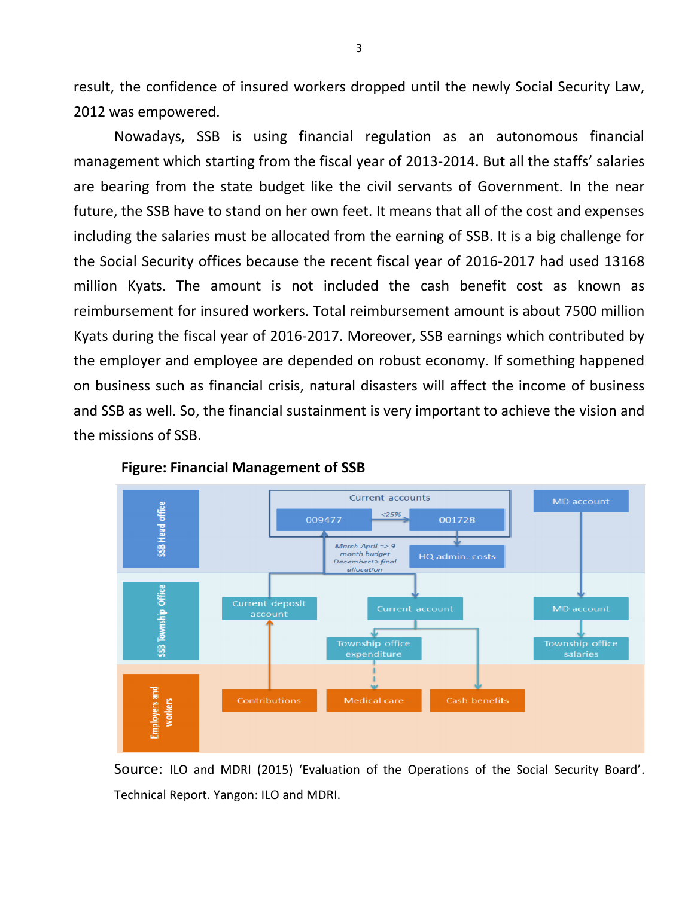result, the confidence of insured workers dropped until the newly Social Security Law, 2012 was empowered.

Nowadays, SSB is using financial regulation as an autonomous financial management which starting from the fiscal year of 2013-2014. But all the staffs' salaries are bearing from the state budget like the civil servants of Government. In the near future, the SSB have to stand on her own feet. It means that all of the cost and expenses including the salaries must be allocated from the earning of SSB. It is a big challenge for the Social Security offices because the recent fiscal year of 2016-2017 had used 13168 million Kyats. The amount is not included the cash benefit cost as known as reimbursement for insured workers. Total reimbursement amount is about 7500 million Kyats during the fiscal year of 2016-2017. Moreover, SSB earnings which contributed by the employer and employee are depended on robust economy. If something happened on business such as financial crisis, natural disasters will affect the income of business and SSB as well. So, the financial sustainment is very important to achieve the vision and the missions of SSB.

**Figure: Financial Management of SSB**

SSB Head office | Current accounts: 009477 → (<25%) → 001728 | HQ admin. costs | MD account

March-April => 9 month budget; December=> final allocation

SSB Township Office | Current deposit account | Current account | MD account | Township office expenditure | Township office salaries

Employers and workers | Contributions | Medical care | Cash benefits

Source: ILO and MDRI (2015) 'Evaluation of the Operations of the Social Security Board'. Technical Report. Yangon: ILO and MDRI.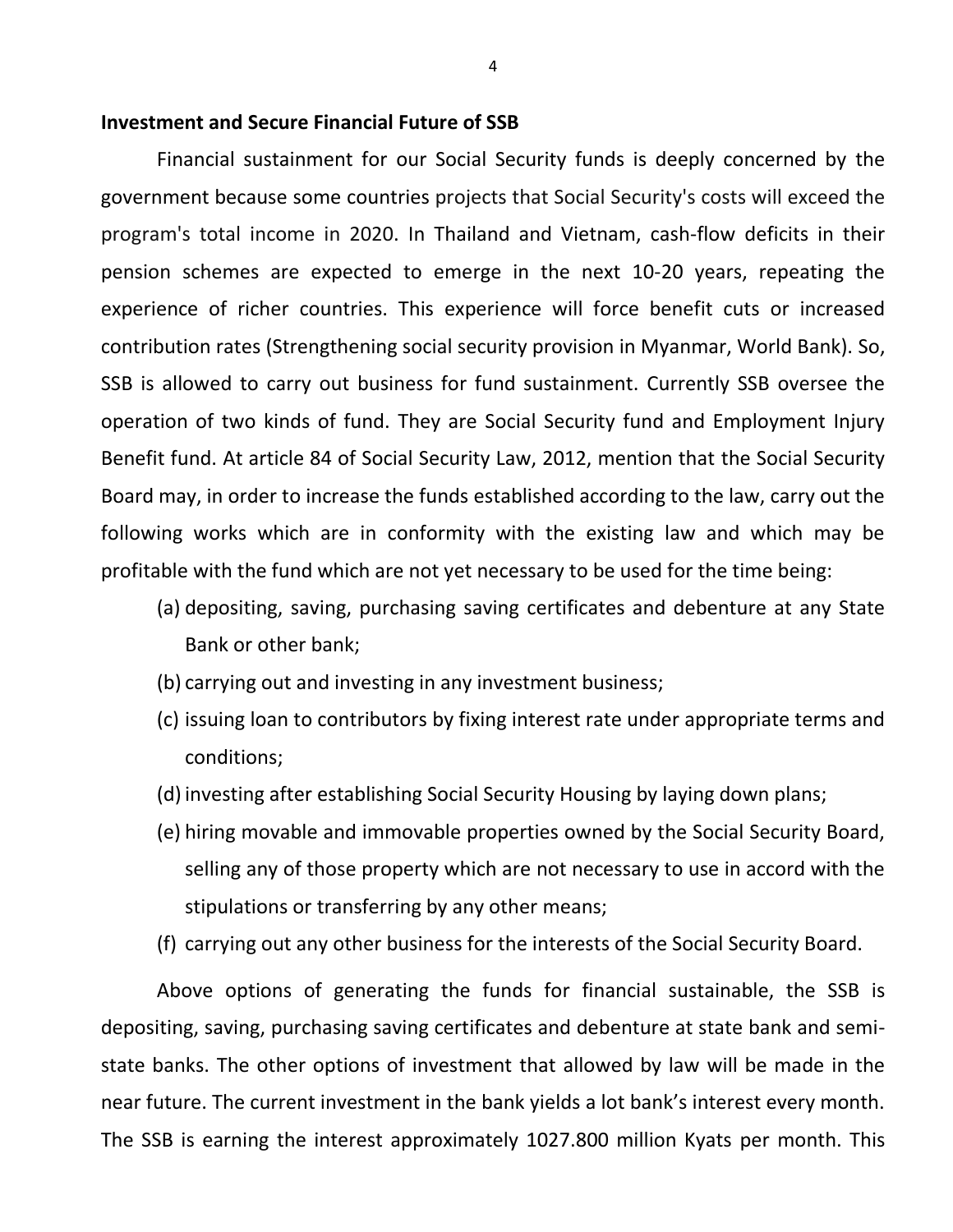**Investment and Secure Financial Future of SSB**

Financial sustainment for our Social Security funds is deeply concerned by the government because some countries projects that Social Security's costs will exceed the program's total income in 2020. In Thailand and Vietnam, cash-flow deficits in their pension schemes are expected to emerge in the next 10-20 years, repeating the experience of richer countries. This experience will force benefit cuts or increased contribution rates (Strengthening social security provision in Myanmar, World Bank). So, SSB is allowed to carry out business for fund sustainment. Currently SSB oversee the operation of two kinds of fund. They are Social Security fund and Employment Injury Benefit fund. At article 84 of Social Security Law, 2012, mention that the Social Security Board may, in order to increase the funds established according to the law, carry out the following works which are in conformity with the existing law and which may be profitable with the fund which are not yet necessary to be used for the time being:

(a) depositing, saving, purchasing saving certificates and debenture at any State Bank or other bank;

(b) carrying out and investing in any investment business;

(c) issuing loan to contributors by fixing interest rate under appropriate terms and conditions;

(d) investing after establishing Social Security Housing by laying down plans;

(e) hiring movable and immovable properties owned by the Social Security Board, selling any of those property which are not necessary to use in accord with the stipulations or transferring by any other means;

(f) carrying out any other business for the interests of the Social Security Board.

Above options of generating the funds for financial sustainable, the SSB is depositing, saving, purchasing saving certificates and debenture at state bank and semi-state banks. The other options of investment that allowed by law will be made in the near future. The current investment in the bank yields a lot bank's interest every month. The SSB is earning the interest approximately 1027.800 million Kyats per month. This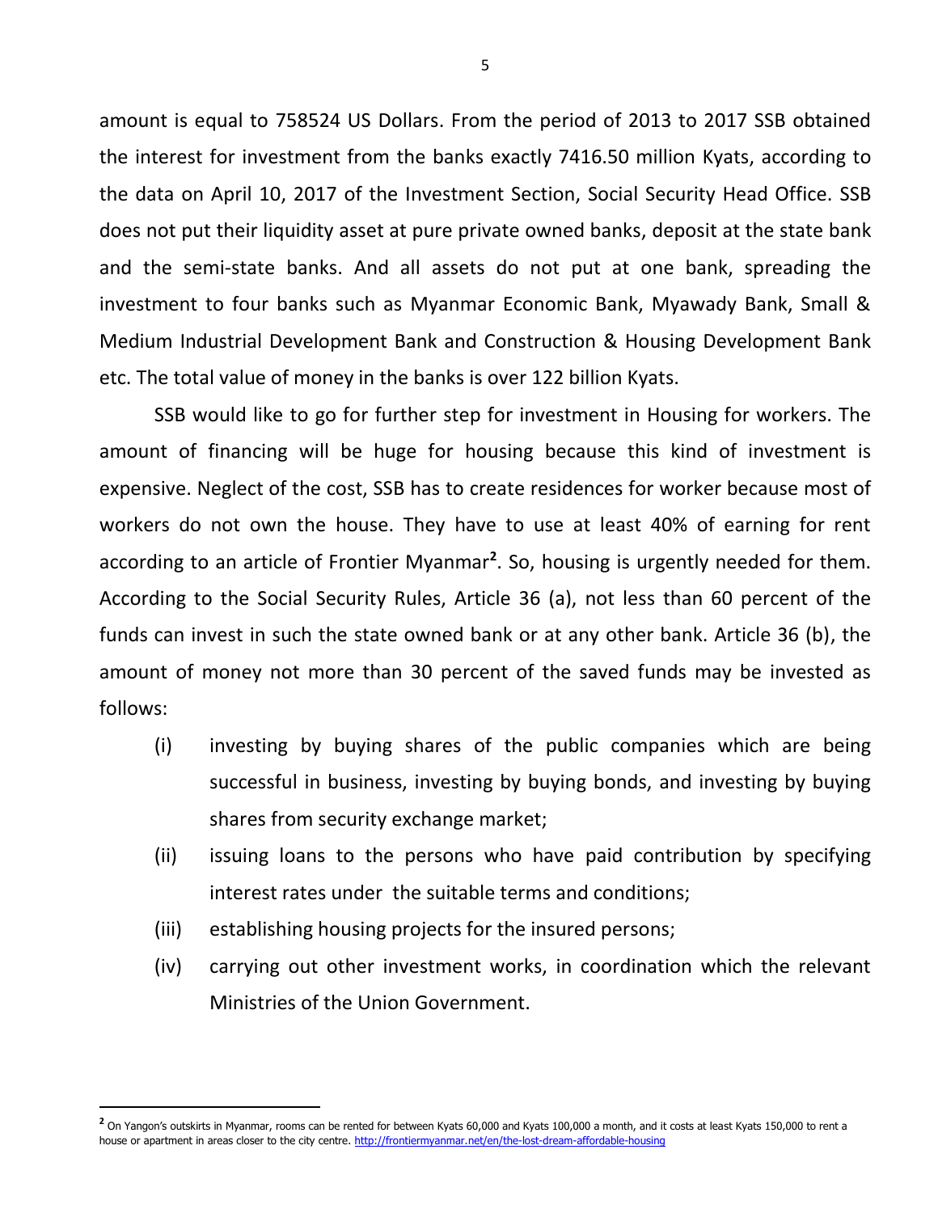amount is equal to 758524 US Dollars. From the period of 2013 to 2017 SSB obtained the interest for investment from the banks exactly 7416.50 million Kyats, according to the data on April 10, 2017 of the Investment Section, Social Security Head Office. SSB does not put their liquidity asset at pure private owned banks, deposit at the state bank and the semi-state banks. And all assets do not put at one bank, spreading the investment to four banks such as Myanmar Economic Bank, Myawady Bank, Small & Medium Industrial Development Bank and Construction & Housing Development Bank etc. The total value of money in the banks is over 122 billion Kyats.

SSB would like to go for further step for investment in Housing for workers. The amount of financing will be huge for housing because this kind of investment is expensive. Neglect of the cost, SSB has to create residences for worker because most of workers do not own the house. They have to use at least 40% of earning for rent according to an article of Frontier Myanmar[2]. So, housing is urgently needed for them. According to the Social Security Rules, Article 36 (a), not less than 60 percent of the funds can invest in such the state owned bank or at any other bank. Article 36 (b), the amount of money not more than 30 percent of the saved funds may be invested as follows:

(i) investing by buying shares of the public companies which are being successful in business, investing by buying bonds, and investing by buying shares from security exchange market;

(ii) issuing loans to the persons who have paid contribution by specifying interest rates under the suitable terms and conditions;

(iii) establishing housing projects for the insured persons;

(iv) carrying out other investment works, in coordination which the relevant Ministries of the Union Government.

---

[2] On Yangon's outskirts in Myanmar, rooms can be rented for between Kyats 60,000 and Kyats 100,000 a month, and it costs at least Kyats 150,000 to rent a house or apartment in areas closer to the city centre. http://frontiermyanmar.net/en/the-lost-dream-affordable-housing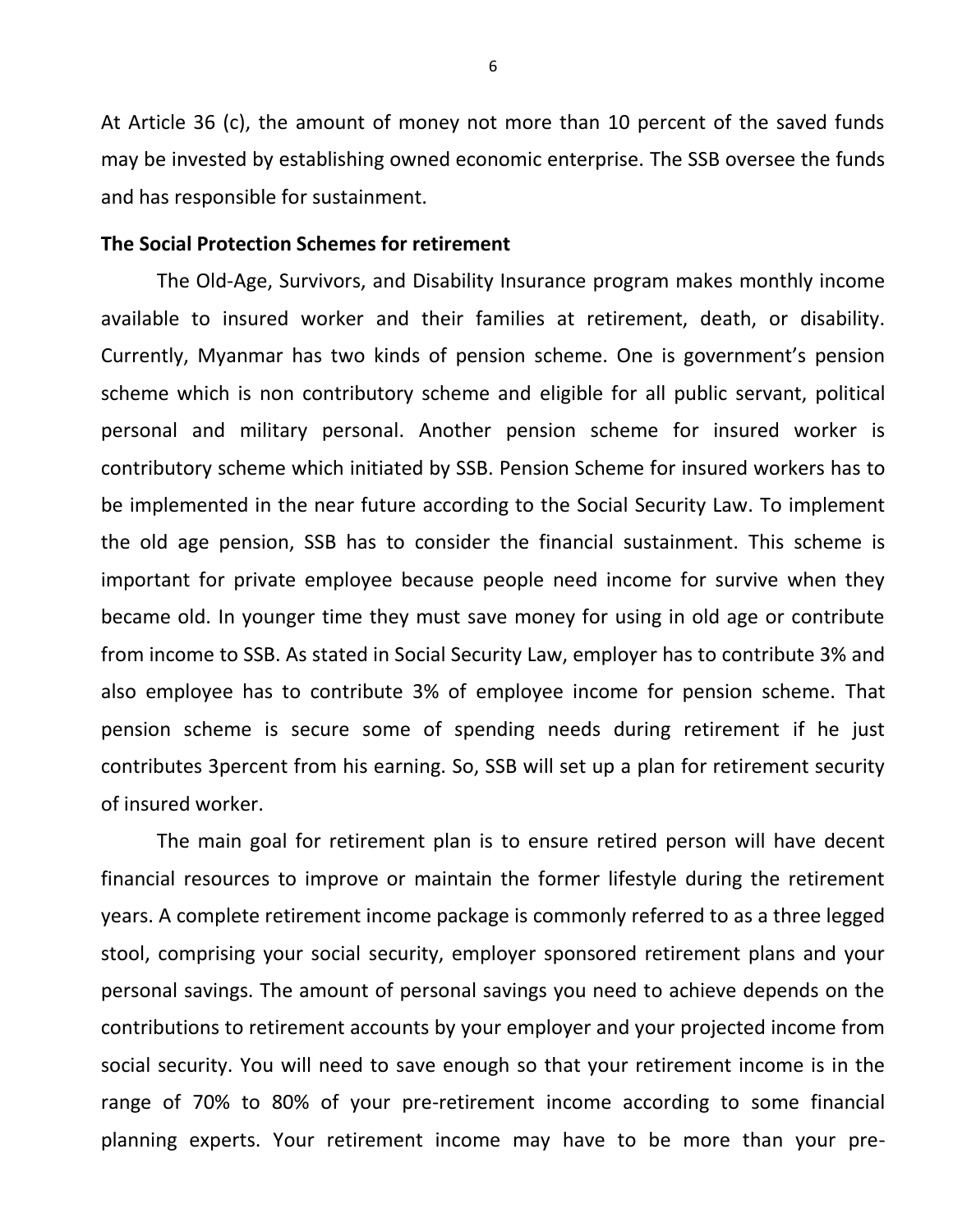At Article 36 (c), the amount of money not more than 10 percent of the saved funds may be invested by establishing owned economic enterprise. The SSB oversee the funds and has responsible for sustainment.

**The Social Protection Schemes for retirement**

The Old-Age, Survivors, and Disability Insurance program makes monthly income available to insured worker and their families at retirement, death, or disability. Currently, Myanmar has two kinds of pension scheme. One is government's pension scheme which is non contributory scheme and eligible for all public servant, political personal and military personal. Another pension scheme for insured worker is contributory scheme which initiated by SSB. Pension Scheme for insured workers has to be implemented in the near future according to the Social Security Law. To implement the old age pension, SSB has to consider the financial sustainment. This scheme is important for private employee because people need income for survive when they became old. In younger time they must save money for using in old age or contribute from income to SSB. As stated in Social Security Law, employer has to contribute 3% and also employee has to contribute 3% of employee income for pension scheme. That pension scheme is secure some of spending needs during retirement if he just contributes 3percent from his earning. So, SSB will set up a plan for retirement security of insured worker.

The main goal for retirement plan is to ensure retired person will have decent financial resources to improve or maintain the former lifestyle during the retirement years. A complete retirement income package is commonly referred to as a three legged stool, comprising your social security, employer sponsored retirement plans and your personal savings. The amount of personal savings you need to achieve depends on the contributions to retirement accounts by your employer and your projected income from social security. You will need to save enough so that your retirement income is in the range of 70% to 80% of your pre-retirement income according to some financial planning experts. Your retirement income may have to be more than your pre-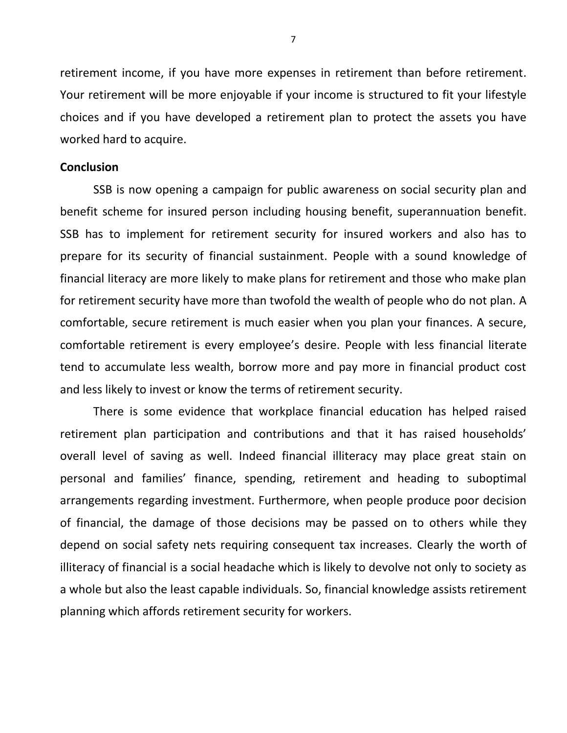retirement income, if you have more expenses in retirement than before retirement. Your retirement will be more enjoyable if your income is structured to fit your lifestyle choices and if you have developed a retirement plan to protect the assets you have worked hard to acquire.

**Conclusion**

SSB is now opening a campaign for public awareness on social security plan and benefit scheme for insured person including housing benefit, superannuation benefit. SSB has to implement for retirement security for insured workers and also has to prepare for its security of financial sustainment. People with a sound knowledge of financial literacy are more likely to make plans for retirement and those who make plan for retirement security have more than twofold the wealth of people who do not plan. A comfortable, secure retirement is much easier when you plan your finances. A secure, comfortable retirement is every employee's desire. People with less financial literate tend to accumulate less wealth, borrow more and pay more in financial product cost and less likely to invest or know the terms of retirement security.

There is some evidence that workplace financial education has helped raised retirement plan participation and contributions and that it has raised households' overall level of saving as well. Indeed financial illiteracy may place great stain on personal and families' finance, spending, retirement and heading to suboptimal arrangements regarding investment. Furthermore, when people produce poor decision of financial, the damage of those decisions may be passed on to others while they depend on social safety nets requiring consequent tax increases. Clearly the worth of illiteracy of financial is a social headache which is likely to devolve not only to society as a whole but also the least capable individuals. So, financial knowledge assists retirement planning which affords retirement security for workers.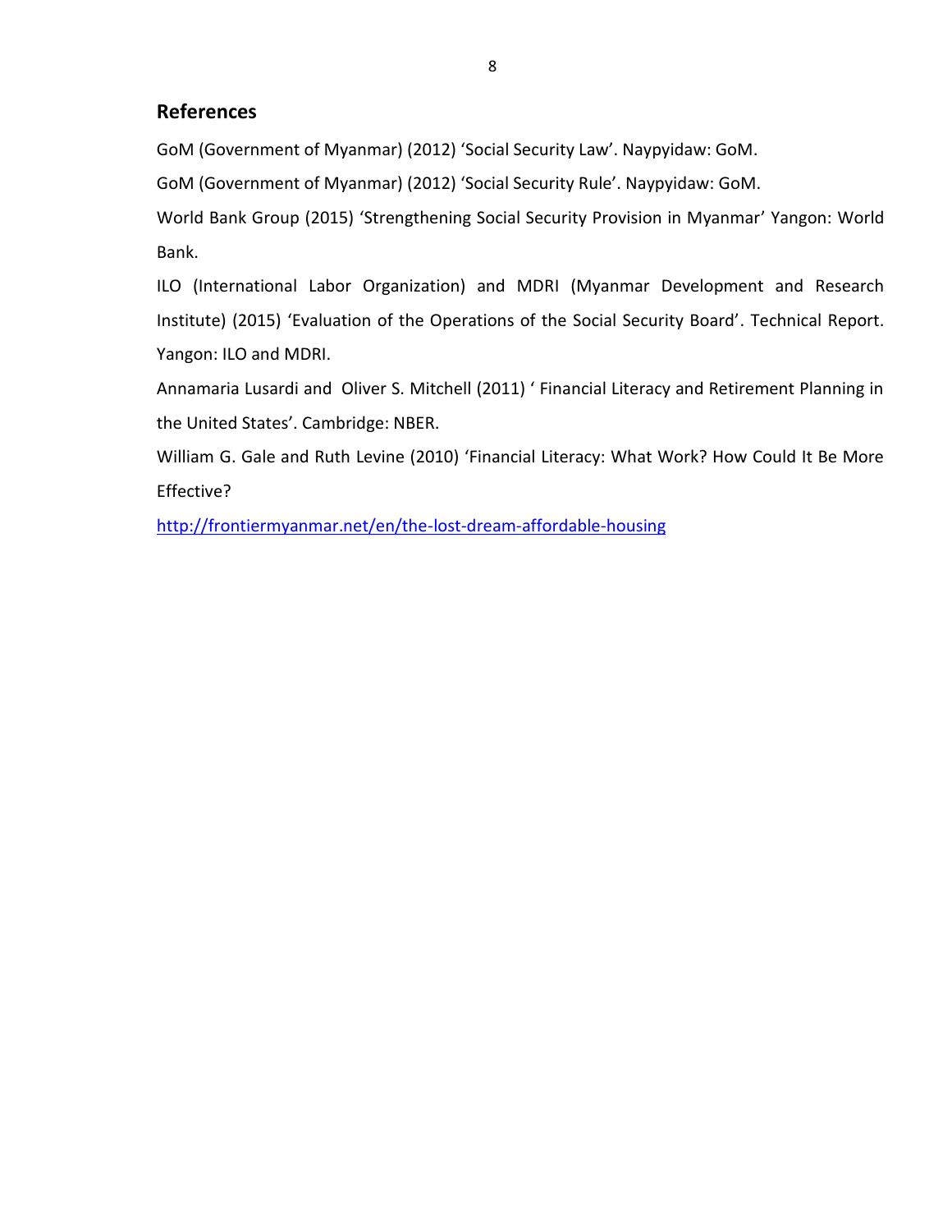## References

GoM (Government of Myanmar) (2012) 'Social Security Law'. Naypyidaw: GoM.

GoM (Government of Myanmar) (2012) 'Social Security Rule'. Naypyidaw: GoM.

World Bank Group (2015) 'Strengthening Social Security Provision in Myanmar' Yangon: World Bank.

ILO (International Labor Organization) and MDRI (Myanmar Development and Research Institute) (2015) 'Evaluation of the Operations of the Social Security Board'. Technical Report. Yangon: ILO and MDRI.

Annamaria Lusardi and Oliver S. Mitchell (2011) ' Financial Literacy and Retirement Planning in the United States'. Cambridge: NBER.

William G. Gale and Ruth Levine (2010) 'Financial Literacy: What Work? How Could It Be More Effective?

http://frontiermyanmar.net/en/the-lost-dream-affordable-housing